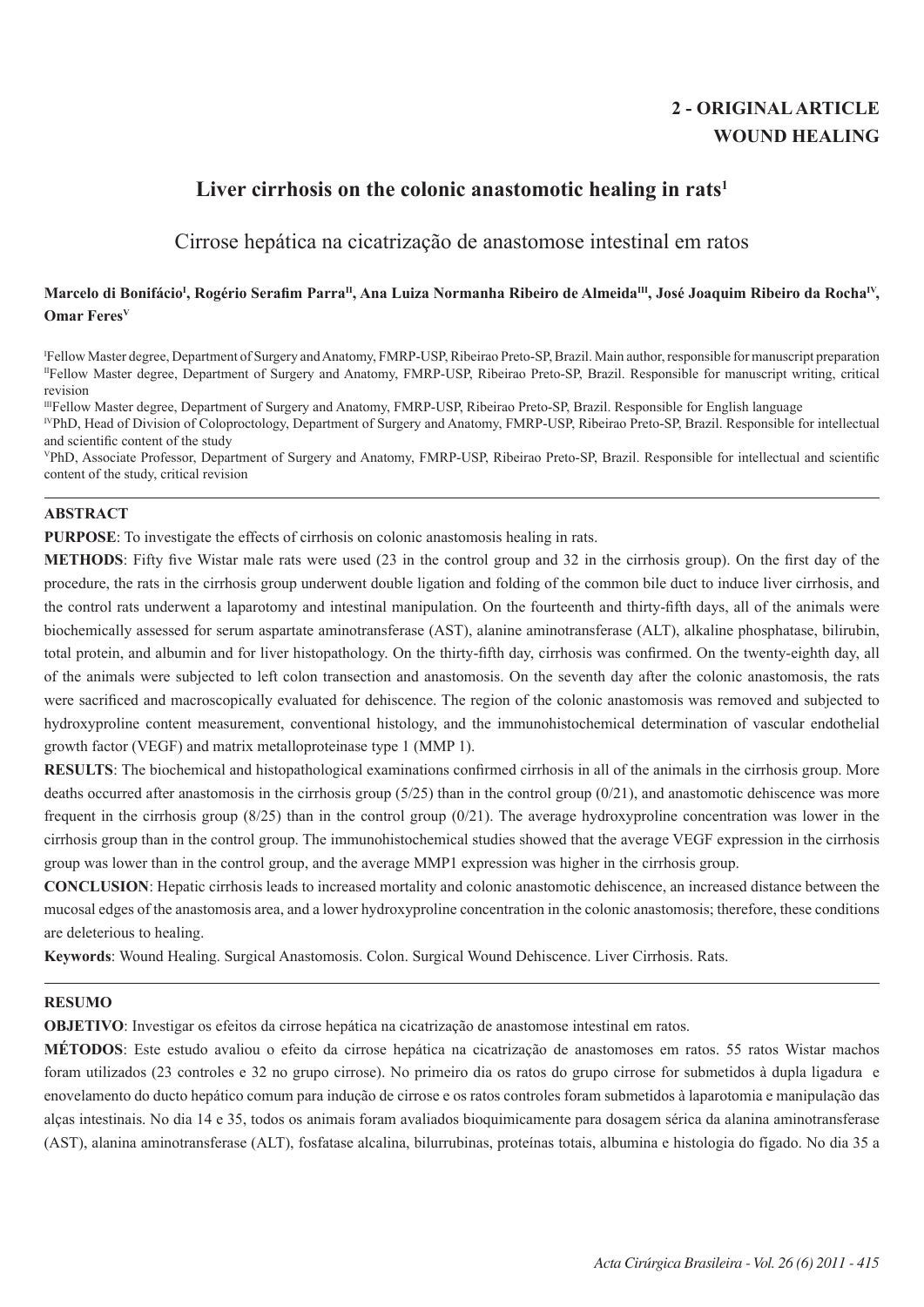**2 - ORIGINAL ARTICLE**
**WOUND HEALING**

# Liver cirrhosis on the colonic anastomotic healing in rats[1]

## Cirrose hepática na cicatrização de anastomose intestinal em ratos

**Marcelo di Bonifácio[I], Rogério Serafim Parra[II], Ana Luiza Normanha Ribeiro de Almeida[III], José Joaquim Ribeiro da Rocha[IV], Omar Feres[V]**

[I]Fellow Master degree, Department of Surgery and Anatomy, FMRP-USP, Ribeirao Preto-SP, Brazil. Main author, responsible for manuscript preparation
[II]Fellow Master degree, Department of Surgery and Anatomy, FMRP-USP, Ribeirao Preto-SP, Brazil. Responsible for manuscript writing, critical revision
[III]Fellow Master degree, Department of Surgery and Anatomy, FMRP-USP, Ribeirao Preto-SP, Brazil. Responsible for English language
[IV]PhD, Head of Division of Coloproctology, Department of Surgery and Anatomy, FMRP-USP, Ribeirao Preto-SP, Brazil. Responsible for intellectual and scientific content of the study
[V]PhD, Associate Professor, Department of Surgery and Anatomy, FMRP-USP, Ribeirao Preto-SP, Brazil. Responsible for intellectual and scientific content of the study, critical revision

## ABSTRACT

**PURPOSE**: To investigate the effects of cirrhosis on colonic anastomosis healing in rats.

**METHODS**: Fifty five Wistar male rats were used (23 in the control group and 32 in the cirrhosis group). On the first day of the procedure, the rats in the cirrhosis group underwent double ligation and folding of the common bile duct to induce liver cirrhosis, and the control rats underwent a laparotomy and intestinal manipulation. On the fourteenth and thirty-fifth days, all of the animals were biochemically assessed for serum aspartate aminotransferase (AST), alanine aminotransferase (ALT), alkaline phosphatase, bilirubin, total protein, and albumin and for liver histopathology. On the thirty-fifth day, cirrhosis was confirmed. On the twenty-eighth day, all of the animals were subjected to left colon transection and anastomosis. On the seventh day after the colonic anastomosis, the rats were sacrificed and macroscopically evaluated for dehiscence. The region of the colonic anastomosis was removed and subjected to hydroxyproline content measurement, conventional histology, and the immunohistochemical determination of vascular endothelial growth factor (VEGF) and matrix metalloproteinase type 1 (MMP 1).

**RESULTS**: The biochemical and histopathological examinations confirmed cirrhosis in all of the animals in the cirrhosis group. More deaths occurred after anastomosis in the cirrhosis group (5/25) than in the control group (0/21), and anastomotic dehiscence was more frequent in the cirrhosis group (8/25) than in the control group (0/21). The average hydroxyproline concentration was lower in the cirrhosis group than in the control group. The immunohistochemical studies showed that the average VEGF expression in the cirrhosis group was lower than in the control group, and the average MMP1 expression was higher in the cirrhosis group.

**CONCLUSION**: Hepatic cirrhosis leads to increased mortality and colonic anastomotic dehiscence, an increased distance between the mucosal edges of the anastomosis area, and a lower hydroxyproline concentration in the colonic anastomosis; therefore, these conditions are deleterious to healing.

**Keywords**: Wound Healing. Surgical Anastomosis. Colon. Surgical Wound Dehiscence. Liver Cirrhosis. Rats.

## RESUMO

**OBJETIVO**: Investigar os efeitos da cirrose hepática na cicatrização de anastomose intestinal em ratos.

**MÉTODOS**: Este estudo avaliou o efeito da cirrose hepática na cicatrização de anastomoses em ratos. 55 ratos Wistar machos foram utilizados (23 controles e 32 no grupo cirrose). No primeiro dia os ratos do grupo cirrose for submetidos à dupla ligadura e enovelamento do ducto hepático comum para indução de cirrose e os ratos controles foram submetidos à laparotomia e manipulação das alças intestinais. No dia 14 e 35, todos os animais foram avaliados bioquimicamente para dosagem sérica da alanina aminotransferase (AST), alanina aminotransferase (ALT), fosfatase alcalina, bilurrubinas, proteínas totais, albumina e histologia do fígado. No dia 35 a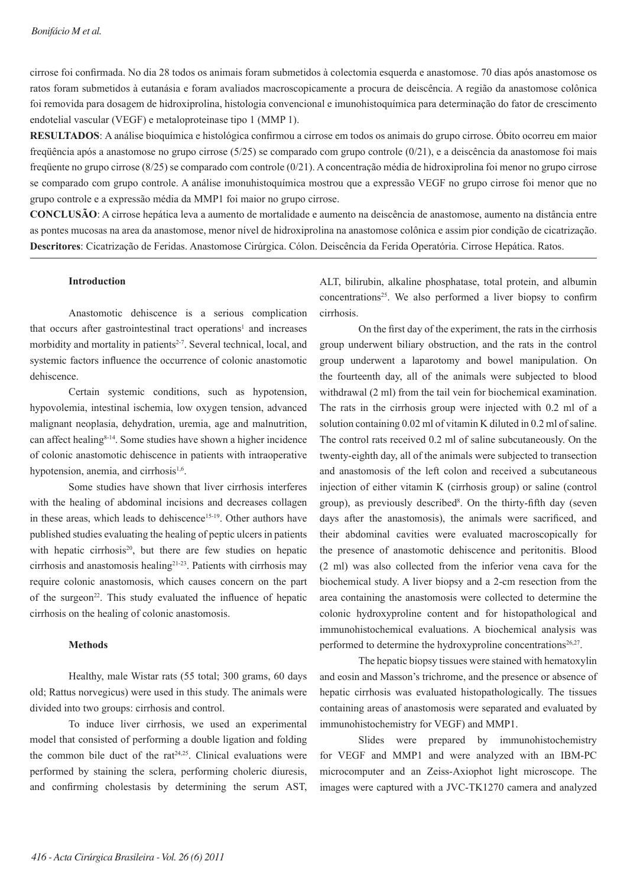cirrose foi confirmada. No dia 28 todos os animais foram submetidos à colectomia esquerda e anastomose. 70 dias após anastomose os ratos foram submetidos à eutanásia e foram avaliados macroscopicamente a procura de deiscência. A região da anastomose colônica foi removida para dosagem de hidroxiprolina, histologia convencional e imunohistoquímica para determinação do fator de crescimento endotelial vascular (VEGF) e metaloproteinase tipo 1 (MMP 1).

**RESULTADOS**: A análise bioquímica e histológica confirmou a cirrose em todos os animais do grupo cirrose. Óbito ocorreu em maior freqüência após a anastomose no grupo cirrose (5/25) se comparado com grupo controle (0/21), e a deiscência da anastomose foi mais freqüente no grupo cirrose (8/25) se comparado com controle (0/21). A concentração média de hidroxiprolina foi menor no grupo cirrose se comparado com grupo controle. A análise imonuhistoquímica mostrou que a expressão VEGF no grupo cirrose foi menor que no grupo controle e a expressão média da MMP1 foi maior no grupo cirrose.

**CONCLUSÃO**: A cirrose hepática leva a aumento de mortalidade e aumento na deiscência de anastomose, aumento na distância entre as pontes mucosas na area da anastomose, menor nível de hidroxiprolina na anastomose colônica e assim pior condição de cicatrização.

**Descritores**: Cicatrização de Feridas. Anastomose Cirúrgica. Cólon. Deiscência da Ferida Operatória. Cirrose Hepática. Ratos.

## Introduction

Anastomotic dehiscence is a serious complication that occurs after gastrointestinal tract operations[1] and increases morbidity and mortality in patients[2-7]. Several technical, local, and systemic factors influence the occurrence of colonic anastomotic dehiscence.

Certain systemic conditions, such as hypotension, hypovolemia, intestinal ischemia, low oxygen tension, advanced malignant neoplasia, dehydration, uremia, age and malnutrition, can affect healing[8-14]. Some studies have shown a higher incidence of colonic anastomotic dehiscence in patients with intraoperative hypotension, anemia, and cirrhosis[1,6].

Some studies have shown that liver cirrhosis interferes with the healing of abdominal incisions and decreases collagen in these areas, which leads to dehiscence[15-19]. Other authors have published studies evaluating the healing of peptic ulcers in patients with hepatic cirrhosis[20], but there are few studies on hepatic cirrhosis and anastomosis healing[21-23]. Patients with cirrhosis may require colonic anastomosis, which causes concern on the part of the surgeon[22]. This study evaluated the influence of hepatic cirrhosis on the healing of colonic anastomosis.

## Methods

Healthy, male Wistar rats (55 total; 300 grams, 60 days old; Rattus norvegicus) were used in this study. The animals were divided into two groups: cirrhosis and control.

To induce liver cirrhosis, we used an experimental model that consisted of performing a double ligation and folding the common bile duct of the rat[24,25]. Clinical evaluations were performed by staining the sclera, performing choleric diuresis, and confirming cholestasis by determining the serum AST, ALT, bilirubin, alkaline phosphatase, total protein, and albumin concentrations[25]. We also performed a liver biopsy to confirm cirrhosis.

On the first day of the experiment, the rats in the cirrhosis group underwent biliary obstruction, and the rats in the control group underwent a laparotomy and bowel manipulation. On the fourteenth day, all of the animals were subjected to blood withdrawal (2 ml) from the tail vein for biochemical examination. The rats in the cirrhosis group were injected with 0.2 ml of a solution containing 0.02 ml of vitamin K diluted in 0.2 ml of saline. The control rats received 0.2 ml of saline subcutaneously. On the twenty-eighth day, all of the animals were subjected to transection and anastomosis of the left colon and received a subcutaneous injection of either vitamin K (cirrhosis group) or saline (control group), as previously described[8]. On the thirty-fifth day (seven days after the anastomosis), the animals were sacrificed, and their abdominal cavities were evaluated macroscopically for the presence of anastomotic dehiscence and peritonitis. Blood (2 ml) was also collected from the inferior vena cava for the biochemical study. A liver biopsy and a 2-cm resection from the area containing the anastomosis were collected to determine the colonic hydroxyproline content and for histopathological and immunohistochemical evaluations. A biochemical analysis was performed to determine the hydroxyproline concentrations[26,27].

The hepatic biopsy tissues were stained with hematoxylin and eosin and Masson's trichrome, and the presence or absence of hepatic cirrhosis was evaluated histopathologically. The tissues containing areas of anastomosis were separated and evaluated by immunohistochemistry for VEGF) and MMP1.

Slides were prepared by immunohistochemistry for VEGF and MMP1 and were analyzed with an IBM-PC microcomputer and an Zeiss-Axiophot light microscope. The images were captured with a JVC-TK1270 camera and analyzed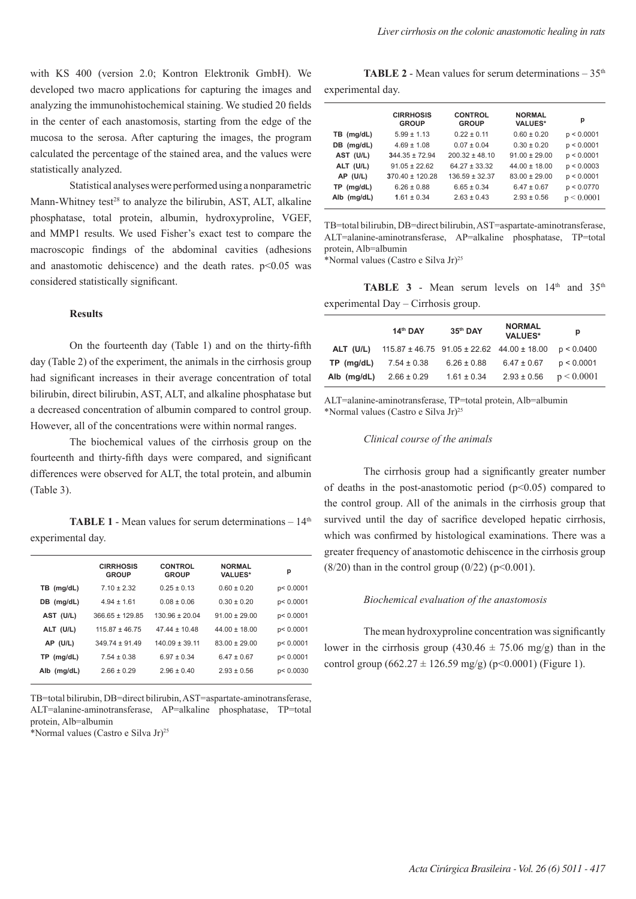with KS 400 (version 2.0; Kontron Elektronik GmbH). We developed two macro applications for capturing the images and analyzing the immunohistochemical staining. We studied 20 fields in the center of each anastomosis, starting from the edge of the mucosa to the serosa. After capturing the images, the program calculated the percentage of the stained area, and the values were statistically analyzed.

Statistical analyses were performed using a nonparametric Mann-Whitney test[28] to analyze the bilirubin, AST, ALT, alkaline phosphatase, total protein, albumin, hydroxyproline, VGEF, and MMP1 results. We used Fisher's exact test to compare the macroscopic findings of the abdominal cavities (adhesions and anastomotic dehiscence) and the death rates. $p<0.05$ was considered statistically significant.

## Results

On the fourteenth day (Table 1) and on the thirty-fifth day (Table 2) of the experiment, the animals in the cirrhosis group had significant increases in their average concentration of total bilirubin, direct bilirubin, AST, ALT, and alkaline phosphatase but a decreased concentration of albumin compared to control group. However, all of the concentrations were within normal ranges.

The biochemical values of the cirrhosis group on the fourteenth and thirty-fifth days were compared, and significant differences were observed for ALT, the total protein, and albumin (Table 3).

**TABLE 1** - Mean values for serum determinations – 14th experimental day.

| | CIRRHOSIS GROUP | CONTROL GROUP | NORMAL VALUES* | p |
|---|---|---|---|---|
| TB (mg/dL) | 7.10 ± 2.32 | 0.25 ± 0.13 | 0.60 ± 0.20 | p< 0.0001 |
| DB (mg/dL) | 4.94 ± 1.61 | 0.08 ± 0.06 | 0.30 ± 0.20 | p< 0.0001 |
| AST (U/L) | 366.65 ± 129.85 | 130.96 ± 20.04 | 91.00 ± 29.00 | p< 0.0001 |
| ALT (U/L) | 115.87 ± 46.75 | 47.44 ± 10.48 | 44.00 ± 18.00 | p< 0.0001 |
| AP (U/L) | 349.74 ± 91.49 | 140.09 ± 39.11 | 83.00 ± 29.00 | p< 0.0001 |
| TP (mg/dL) | 7.54 ± 0.38 | 6.97 ± 0.34 | 6.47 ± 0.67 | p< 0.0001 |
| Alb (mg/dL) | 2.66 ± 0.29 | 2.96 ± 0.40 | 2.93 ± 0.56 | p< 0.0030 |

TB=total bilirubin, DB=direct bilirubin, AST=aspartate-aminotransferase, ALT=alanine-aminotransferase, AP=alkaline phosphatase, TP=total protein, Alb=albumin
*Normal values (Castro e Silva Jr)[25]

**TABLE 2** - Mean values for serum determinations – 35th experimental day.

| | CIRRHOSIS GROUP | CONTROL GROUP | NORMAL VALUES* | p |
|---|---|---|---|---|
| TB (mg/dL) | 5.99 ± 1.13 | 0.22 ± 0.11 | 0.60 ± 0.20 | p < 0.0001 |
| DB (mg/dL) | 4.69 ± 1.08 | 0.07 ± 0.04 | 0.30 ± 0.20 | p < 0.0001 |
| AST (U/L) | 344.35 ± 72.94 | 200.32 ± 48.10 | 91.00 ± 29.00 | p < 0.0001 |
| ALT (U/L) | 91.05 ± 22.62 | 64.27 ± 33.32 | 44.00 ± 18.00 | p < 0.0003 |
| AP (U/L) | 370.40 ± 120.28 | 136.59 ± 32.37 | 83.00 ± 29.00 | p < 0.0001 |
| TP (mg/dL) | 6.26 ± 0.88 | 6.65 ± 0.34 | 6.47 ± 0.67 | p < 0.0770 |
| Alb (mg/dL) | 1.61 ± 0.34 | 2.63 ± 0.43 | 2.93 ± 0.56 | p < 0.0001 |

TB=total bilirubin, DB=direct bilirubin, AST=aspartate-aminotransferase, ALT=alanine-aminotransferase, AP=alkaline phosphatase, TP=total protein, Alb=albumin
*Normal values (Castro e Silva Jr)[25]

**TABLE 3** - Mean serum levels on 14th and 35th experimental Day – Cirrhosis group.

| | 14th DAY | 35th DAY | NORMAL VALUES* | p |
|---|---|---|---|---|
| ALT (U/L) | 115.87 ± 46.75 | 91.05 ± 22.62 | 44.00 ± 18.00 | p < 0.0400 |
| TP (mg/dL) | 7.54 ± 0.38 | 6.26 ± 0.88 | 6.47 ± 0.67 | p < 0.0001 |
| Alb (mg/dL) | 2.66 ± 0.29 | 1.61 ± 0.34 | 2.93 ± 0.56 | p < 0.0001 |

ALT=alanine-aminotransferase, TP=total protein, Alb=albumin
*Normal values (Castro e Silva Jr)[25]

### *Clinical course of the animals*

The cirrhosis group had a significantly greater number of deaths in the post-anastomotic period ($p<0.05$) compared to the control group. All of the animals in the cirrhosis group that survived until the day of sacrifice developed hepatic cirrhosis, which was confirmed by histological examinations. There was a greater frequency of anastomotic dehiscence in the cirrhosis group (8/20) than in the control group (0/22) ($p<0.001$).

### *Biochemical evaluation of the anastomosis*

The mean hydroxyproline concentration was significantly lower in the cirrhosis group (430.46 ± 75.06 mg/g) than in the control group (662.27 ± 126.59 mg/g) ($p<0.0001$) (Figure 1).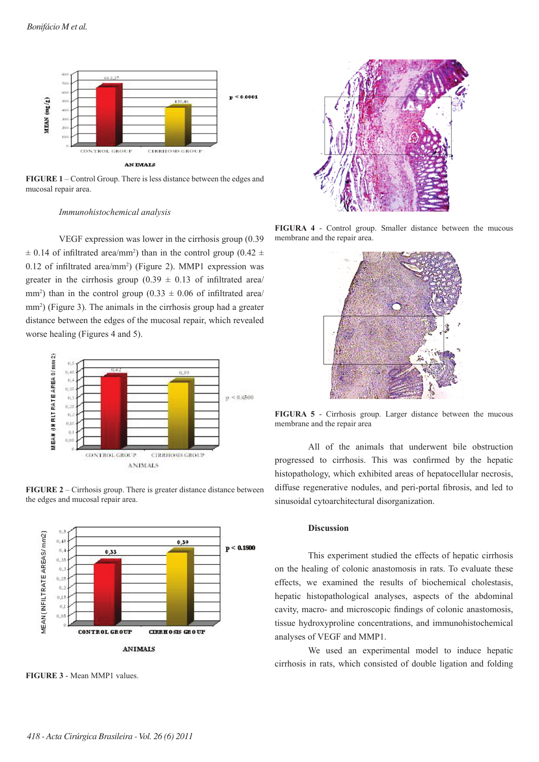FIGURE 1 – Control Group. There is less distance between the edges and mucosal repair area.

*Immunohistochemical analysis*

VEGF expression was lower in the cirrhosis group (0.39 ± 0.14 of infiltrated area/mm$^2$) than in the control group (0.42 ± 0.12 of infiltrated area/mm$^2$) (Figure 2). MMP1 expression was greater in the cirrhosis group (0.39 ± 0.13 of infiltrated area/mm$^2$) than in the control group (0.33 ± 0.06 of infiltrated area/mm$^2$) (Figure 3). The animals in the cirrhosis group had a greater distance between the edges of the mucosal repair, which revealed worse healing (Figures 4 and 5).

**FIGURE 2** – Cirrhosis group. There is greater distance distance between the edges and mucosal repair area.

**FIGURE 3** - Mean MMP1 values.

**FIGURA 4** - Control group. Smaller distance between the mucous membrane and the repair area.

**FIGURA 5** - Cirrhosis group. Larger distance between the mucous membrane and the repair area

All of the animals that underwent bile obstruction progressed to cirrhosis. This was confirmed by the hepatic histopathology, which exhibited areas of hepatocellular necrosis, diffuse regenerative nodules, and peri-portal fibrosis, and led to sinusoidal cytoarchitectural disorganization.

## Discussion

This experiment studied the effects of hepatic cirrhosis on the healing of colonic anastomosis in rats. To evaluate these effects, we examined the results of biochemical cholestasis, hepatic histopathological analyses, aspects of the abdominal cavity, macro- and microscopic findings of colonic anastomosis, tissue hydroxyproline concentrations, and immunohistochemical analyses of VEGF and MMP1.

We used an experimental model to induce hepatic cirrhosis in rats, which consisted of double ligation and folding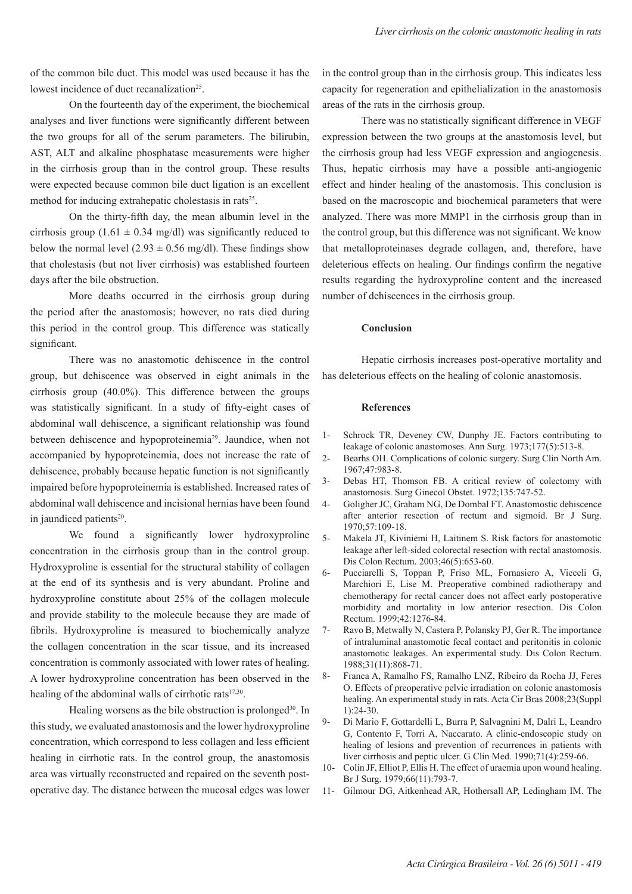of the common bile duct. This model was used because it has the lowest incidence of duct recanalization[25].

On the fourteenth day of the experiment, the biochemical analyses and liver functions were significantly different between the two groups for all of the serum parameters. The bilirubin, AST, ALT and alkaline phosphatase measurements were higher in the cirrhosis group than in the control group. These results were expected because common bile duct ligation is an excellent method for inducing extrahepatic cholestasis in rats[25].

On the thirty-fifth day, the mean albumin level in the cirrhosis group ($1.61 \pm 0.34$ mg/dl) was significantly reduced to below the normal level ($2.93 \pm 0.56$ mg/dl). These findings show that cholestasis (but not liver cirrhosis) was established fourteen days after the bile obstruction.

More deaths occurred in the cirrhosis group during the period after the anastomosis; however, no rats died during this period in the control group. This difference was statically significant.

There was no anastomotic dehiscence in the control group, but dehiscence was observed in eight animals in the cirrhosis group (40.0%). This difference between the groups was statistically significant. In a study of fifty-eight cases of abdominal wall dehiscence, a significant relationship was found between dehiscence and hypoproteinemia[29]. Jaundice, when not accompanied by hypoproteinemia, does not increase the rate of dehiscence, probably because hepatic function is not significantly impaired before hypoproteinemia is established. Increased rates of abdominal wall dehiscence and incisional hernias have been found in jaundiced patients[20].

We found a significantly lower hydroxyproline concentration in the cirrhosis group than in the control group. Hydroxyproline is essential for the structural stability of collagen at the end of its synthesis and is very abundant. Proline and hydroxyproline constitute about 25% of the collagen molecule and provide stability to the molecule because they are made of fibrils. Hydroxyproline is measured to biochemically analyze the collagen concentration in the scar tissue, and its increased concentration is commonly associated with lower rates of healing. A lower hydroxyproline concentration has been observed in the healing of the abdominal walls of cirrhotic rats[17,30].

Healing worsens as the bile obstruction is prolonged[30]. In this study, we evaluated anastomosis and the lower hydroxyproline concentration, which correspond to less collagen and less efficient healing in cirrhotic rats. In the control group, the anastomosis area was virtually reconstructed and repaired on the seventh post-operative day. The distance between the mucosal edges was lower in the control group than in the cirrhosis group. This indicates less capacity for regeneration and epithelialization in the anastomosis areas of the rats in the cirrhosis group.

There was no statistically significant difference in VEGF expression between the two groups at the anastomosis level, but the cirrhosis group had less VEGF expression and angiogenesis. Thus, hepatic cirrhosis may have a possible anti-angiogenic effect and hinder healing of the anastomosis. This conclusion is based on the macroscopic and biochemical parameters that were analyzed. There was more MMP1 in the cirrhosis group than in the control group, but this difference was not significant. We know that metalloproteinases degrade collagen, and, therefore, have deleterious effects on healing. Our findings confirm the negative results regarding the hydroxyproline content and the increased number of dehiscences in the cirrhosis group.

#### Conclusion

Hepatic cirrhosis increases post-operative mortality and has deleterious effects on the healing of colonic anastomosis.

#### References

1- Schrock TR, Deveney CW, Dunphy JE. Factors contributing to leakage of colonic anastomoses. Ann Surg. 1973;177(5):513-8.

2- Bearhs OH. Complications of colonic surgery. Surg Clin North Am. 1967;47:983-8.

3- Debas HT, Thomson FB. A critical review of colectomy with anastomosis. Surg Ginecol Obstet. 1972;135:747-52.

4- Goligher JC, Graham NG, De Dombal FT. Anastomostic dehiscence after anterior resection of rectum and sigmoid. Br J Surg. 1970;57:109-18.

5- Makela JT, Kiviniemi H, Laitinem S. Risk factors for anastomotic leakage after left-sided colorectal resection with rectal anastomosis. Dis Colon Rectum. 2003;46(5):653-60.

6- Pucciarelli S, Toppan P, Friso ML, Fornasiero A, Vieceli G, Marchiori E, Lise M. Preoperative combined radiotherapy and chemotherapy for rectal cancer does not affect early postoperative morbidity and mortality in low anterior resection. Dis Colon Rectum. 1999;42:1276-84.

7- Ravo B, Metwally N, Castera P, Polansky PJ, Ger R. The importance of intraluminal anastomotic fecal contact and peritonitis in colonic anastomotic leakages. An experimental study. Dis Colon Rectum. 1988;31(11):868-71.

8- Franca A, Ramalho FS, Ramalho LNZ, Ribeiro da Rocha JJ, Feres O. Effects of preoperative pelvic irradiation on colonic anastomosis healing. An experimental study in rats. Acta Cir Bras 2008;23(Suppl 1):24-30.

9- Di Mario F, Gottardelli L, Burra P, Salvagnini M, Dalri L, Leandro G, Contento F, Torri A, Naccarato. A clinic-endoscopic study on healing of lesions and prevention of recurrences in patients with liver cirrhosis and peptic ulcer. G Clin Med. 1990;71(4):259-66.

10- Colin JF, Elliot P, Ellis H. The effect of uraemia upon wound healing. Br J Surg. 1979;66(11):793-7.

11- Gilmour DG, Aitkenhead AR, Hothersall AP, Ledingham IM. The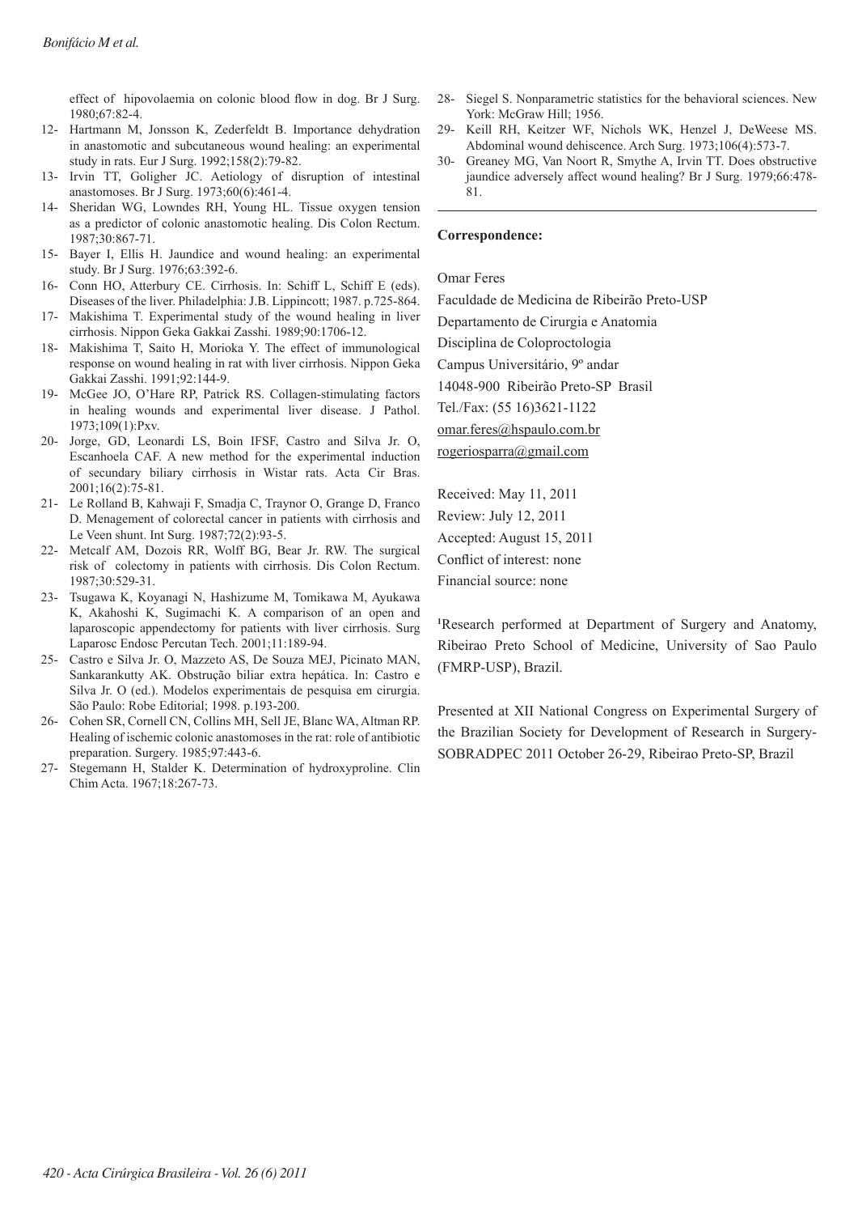effect of hipovolaemia on colonic blood flow in dog. Br J Surg. 1980;67:82-4.

12- Hartmann M, Jonsson K, Zederfeldt B. Importance dehydration in anastomotic and subcutaneous wound healing: an experimental study in rats. Eur J Surg. 1992;158(2):79-82.
13- Irvin TT, Goligher JC. Aetiology of disruption of intestinal anastomoses. Br J Surg. 1973;60(6):461-4.
14- Sheridan WG, Lowndes RH, Young HL. Tissue oxygen tension as a predictor of colonic anastomotic healing. Dis Colon Rectum. 1987;30:867-71.
15- Bayer I, Ellis H. Jaundice and wound healing: an experimental study. Br J Surg. 1976;63:392-6.
16- Conn HO, Atterbury CE. Cirrhosis. In: Schiff L, Schiff E (eds). Diseases of the liver. Philadelphia: J.B. Lippincott; 1987. p.725-864.
17- Makishima T. Experimental study of the wound healing in liver cirrhosis. Nippon Geka Gakkai Zasshi. 1989;90:1706-12.
18- Makishima T, Saito H, Morioka Y. The effect of immunological response on wound healing in rat with liver cirrhosis. Nippon Geka Gakkai Zasshi. 1991;92:144-9.
19- McGee JO, O'Hare RP, Patrick RS. Collagen-stimulating factors in healing wounds and experimental liver disease. J Pathol. 1973;109(1):Pxv.
20- Jorge, GD, Leonardi LS, Boin IFSF, Castro and Silva Jr. O, Escanhoela CAF. A new method for the experimental induction of secundary biliary cirrhosis in Wistar rats. Acta Cir Bras. 2001;16(2):75-81.
21- Le Rolland B, Kahwaji F, Smadja C, Traynor O, Grange D, Franco D. Menagement of colorectal cancer in patients with cirrhosis and Le Veen shunt. Int Surg. 1987;72(2):93-5.
22- Metcalf AM, Dozois RR, Wolff BG, Bear Jr. RW. The surgical risk of colectomy in patients with cirrhosis. Dis Colon Rectum. 1987;30:529-31.
23- Tsugawa K, Koyanagi N, Hashizume M, Tomikawa M, Ayukawa K, Akahoshi K, Sugimachi K. A comparison of an open and laparoscopic appendectomy for patients with liver cirrhosis. Surg Laparosc Endosc Percutan Tech. 2001;11:189-94.
25- Castro e Silva Jr. O, Mazzeto AS, De Souza MEJ, Picinato MAN, Sankarankutty AK. Obstrução biliar extra hepática. In: Castro e Silva Jr. O (ed.). Modelos experimentais de pesquisa em cirurgia. São Paulo: Robe Editorial; 1998. p.193-200.
26- Cohen SR, Cornell CN, Collins MH, Sell JE, Blanc WA, Altman RP. Healing of ischemic colonic anastomoses in the rat: role of antibiotic preparation. Surgery. 1985;97:443-6.
27- Stegemann H, Stalder K. Determination of hydroxyproline. Clin Chim Acta. 1967;18:267-73.
28- Siegel S. Nonparametric statistics for the behavioral sciences. New York: McGraw Hill; 1956.
29- Keill RH, Keitzer WF, Nichols WK, Henzel J, DeWeese MS. Abdominal wound dehiscence. Arch Surg. 1973;106(4):573-7.
30- Greaney MG, Van Noort R, Smythe A, Irvin TT. Does obstructive jaundice adversely affect wound healing? Br J Surg. 1979;66:478-81.

---

**Correspondence:**

Omar Feres
Faculdade de Medicina de Ribeirão Preto-USP
Departamento de Cirurgia e Anatomia
Disciplina de Coloproctologia
Campus Universitário, 9º andar
14048-900 Ribeirão Preto-SP Brasil
Tel./Fax: (55 16)3621-1122
omar.feres@hspaulo.com.br
rogeriosparra@gmail.com

Received: May 11, 2011
Review: July 12, 2011
Accepted: August 15, 2011
Conflict of interest: none
Financial source: none

[1]Research performed at Department of Surgery and Anatomy, Ribeirao Preto School of Medicine, University of Sao Paulo (FMRP-USP), Brazil.

Presented at XII National Congress on Experimental Surgery of the Brazilian Society for Development of Research in Surgery-SOBRADPEC 2011 October 26-29, Ribeirao Preto-SP, Brazil